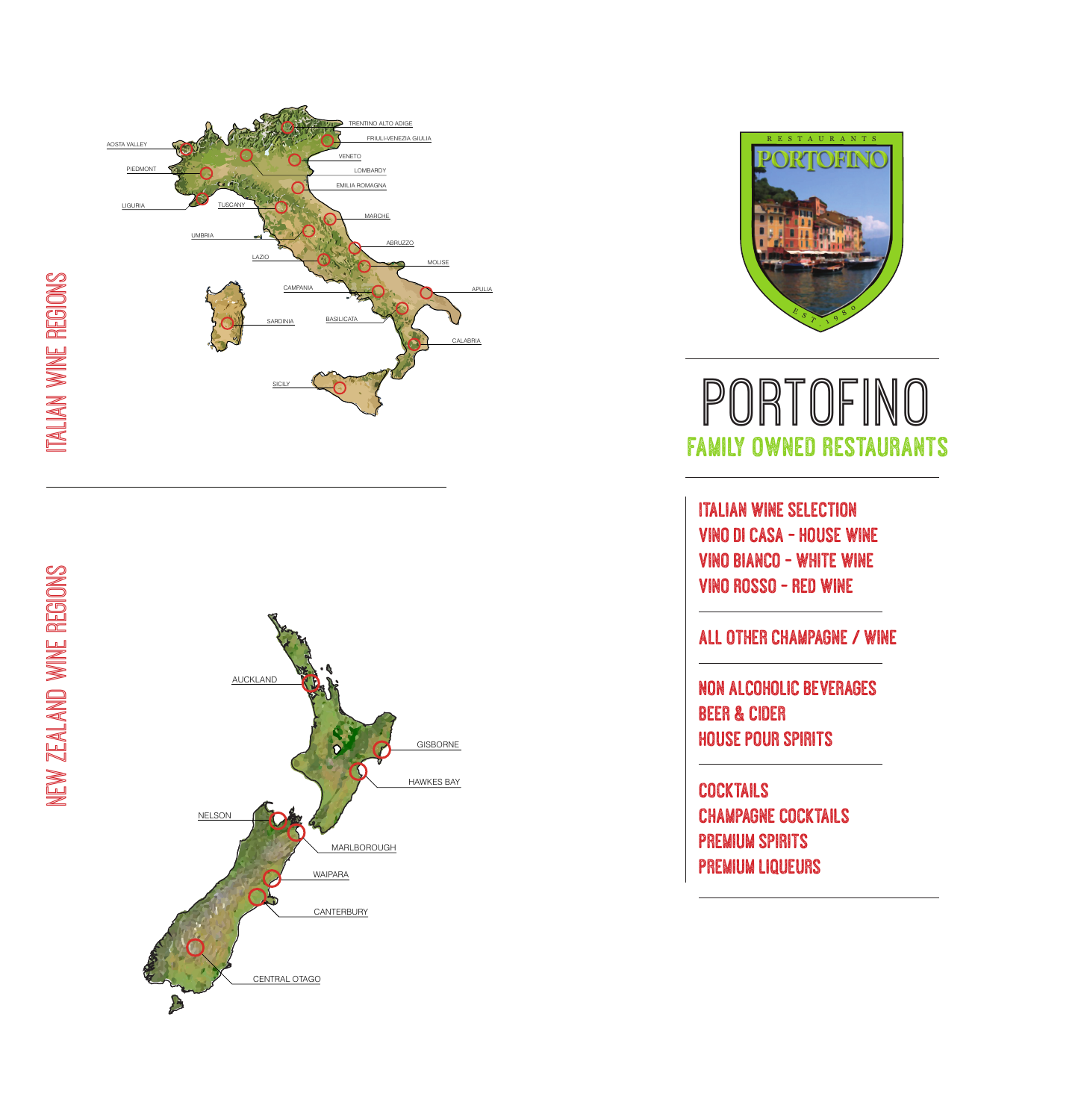# ITALIAN WINE REGIONS

TRENTINO ALTO ADIGE
FRIULI-VENEZIA GIULIA
AOSTA VALLEY
VENETO
LOMBARDY
PIEDMONT
EMILIA ROMAGNA
LIGURIA
TUSCANY
MARCHE
UMBRIA
ABRUZZO
LAZIO
MOLISE
CAMPANIA
APULIA
SARDINIA
BASILICATA
CALABRIA
SICILY

# NEW ZEALAND WINE REGIONS

AUCKLAND
GISBORNE
HAWKES BAY
NELSON
MARLBOROUGH
WAIPARA
CANTERBURY
CENTRAL OTAGO

RESTAURANTS PORTOFINO EST. 1980

# PORTOFINO

## FAMILY OWNED RESTAURANTS

ITALIAN WINE SELECTION
VINO DI CASA - HOUSE WINE
VINO BIANCO - WHITE WINE
VINO ROSSO - RED WINE

ALL OTHER CHAMPAGNE / WINE

NON ALCOHOLIC BEVERAGES
BEER & CIDER
HOUSE POUR SPIRITS

COCKTAILS
CHAMPAGNE COCKTAILS
PREMIUM SPIRITS
PREMIUM LIQUEURS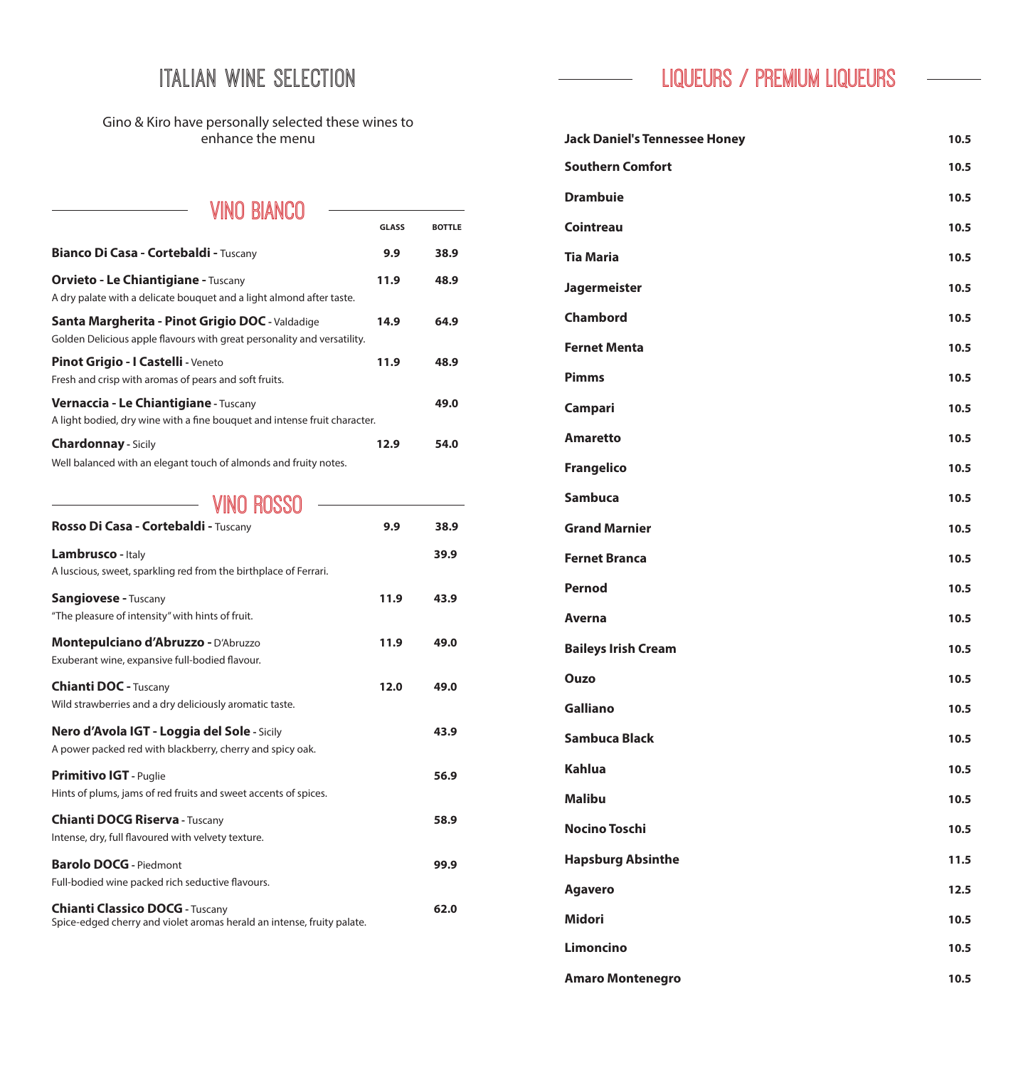# ITALIAN WINE SELECTION

Gino & Kiro have personally selected these wines to enhance the menu

## VINO BIANCO

| | GLASS | BOTTLE |
|---|---|---|
| **Bianco Di Casa - Cortebaldi -** Tuscany | 9.9 | 38.9 |
| **Orvieto - Le Chiantigiane -** Tuscany<br>A dry palate with a delicate bouquet and a light almond after taste. | 11.9 | 48.9 |
| **Santa Margherita - Pinot Grigio DOC -** Valdadige<br>Golden Delicious apple flavours with great personality and versatility. | 14.9 | 64.9 |
| **Pinot Grigio - I Castelli -** Veneto<br>Fresh and crisp with aromas of pears and soft fruits. | 11.9 | 48.9 |
| **Vernaccia - Le Chiantigiane -** Tuscany<br>A light bodied, dry wine with a fine bouquet and intense fruit character. | | 49.0 |
| **Chardonnay -** Sicily<br>Well balanced with an elegant touch of almonds and fruity notes. | 12.9 | 54.0 |

## VINO ROSSO

| | GLASS | BOTTLE |
|---|---|---|
| **Rosso Di Casa - Cortebaldi -** Tuscany | 9.9 | 38.9 |
| **Lambrusco -** Italy<br>A luscious, sweet, sparkling red from the birthplace of Ferrari. | | 39.9 |
| **Sangiovese -** Tuscany<br>"The pleasure of intensity" with hints of fruit. | 11.9 | 43.9 |
| **Montepulciano d'Abruzzo -** D'Abruzzo<br>Exuberant wine, expansive full-bodied flavour. | 11.9 | 49.0 |
| **Chianti DOC -** Tuscany<br>Wild strawberries and a dry deliciously aromatic taste. | 12.0 | 49.0 |
| **Nero d'Avola IGT - Loggia del Sole -** Sicily<br>A power packed red with blackberry, cherry and spicy oak. | | 43.9 |
| **Primitivo IGT -** Puglie<br>Hints of plums, jams of red fruits and sweet accents of spices. | | 56.9 |
| **Chianti DOCG Riserva -** Tuscany<br>Intense, dry, full flavoured with velvety texture. | | 58.9 |
| **Barolo DOCG -** Piedmont<br>Full-bodied wine packed rich seductive flavours. | | 99.9 |
| **Chianti Classico DOCG -** Tuscany<br>Spice-edged cherry and violet aromas herald an intense, fruity palate. | | 62.0 |

# LIQUEURS / PREMIUM LIQUEURS

| | |
|---|---|
| **Jack Daniel's Tennessee Honey** | 10.5 |
| **Southern Comfort** | 10.5 |
| **Drambuie** | 10.5 |
| **Cointreau** | 10.5 |
| **Tia Maria** | 10.5 |
| **Jagermeister** | 10.5 |
| **Chambord** | 10.5 |
| **Fernet Menta** | 10.5 |
| **Pimms** | 10.5 |
| **Campari** | 10.5 |
| **Amaretto** | 10.5 |
| **Frangelico** | 10.5 |
| **Sambuca** | 10.5 |
| **Grand Marnier** | 10.5 |
| **Fernet Branca** | 10.5 |
| **Pernod** | 10.5 |
| **Averna** | 10.5 |
| **Baileys Irish Cream** | 10.5 |
| **Ouzo** | 10.5 |
| **Galliano** | 10.5 |
| **Sambuca Black** | 10.5 |
| **Kahlua** | 10.5 |
| **Malibu** | 10.5 |
| **Nocino Toschi** | 10.5 |
| **Hapsburg Absinthe** | 11.5 |
| **Agavero** | 12.5 |
| **Midori** | 10.5 |
| **Limoncino** | 10.5 |
| **Amaro Montenegro** | 10.5 |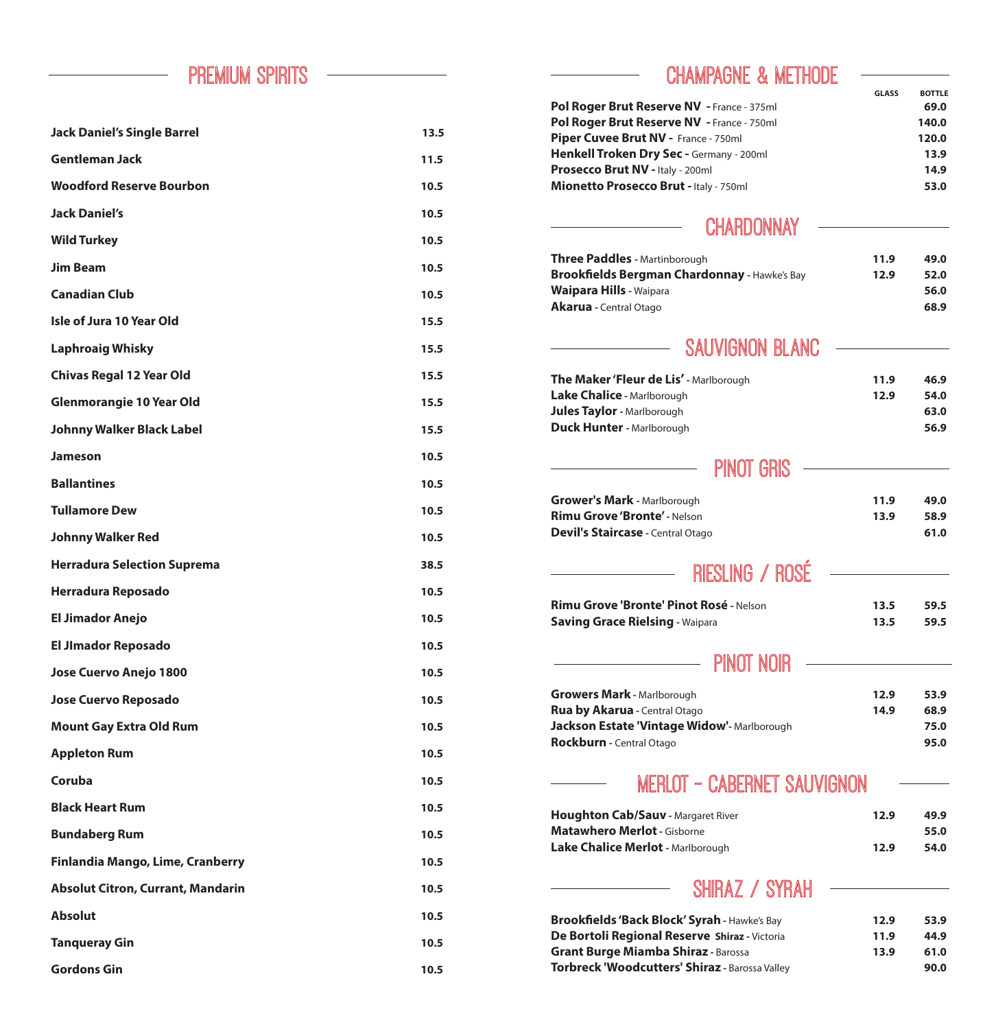## PREMIUM SPIRITS

| | |
|---|---|
| **Jack Daniel's Single Barrel** | **13.5** |
| **Gentleman Jack** | **11.5** |
| **Woodford Reserve Bourbon** | **10.5** |
| **Jack Daniel's** | **10.5** |
| **Wild Turkey** | **10.5** |
| **Jim Beam** | **10.5** |
| **Canadian Club** | **10.5** |
| **Isle of Jura 10 Year Old** | **15.5** |
| **Laphroaig Whisky** | **15.5** |
| **Chivas Regal 12 Year Old** | **15.5** |
| **Glenmorangie 10 Year Old** | **15.5** |
| **Johnny Walker Black Label** | **15.5** |
| **Jameson** | **10.5** |
| **Ballantines** | **10.5** |
| **Tullamore Dew** | **10.5** |
| **Johnny Walker Red** | **10.5** |
| **Herradura Selection Suprema** | **38.5** |
| **Herradura Reposado** | **10.5** |
| **El Jimador Anejo** | **10.5** |
| **El JImador Reposado** | **10.5** |
| **Jose Cuervo Anejo 1800** | **10.5** |
| **Jose Cuervo Reposado** | **10.5** |
| **Mount Gay Extra Old Rum** | **10.5** |
| **Appleton Rum** | **10.5** |
| **Coruba** | **10.5** |
| **Black Heart Rum** | **10.5** |
| **Bundaberg Rum** | **10.5** |
| **Finlandia Mango, Lime, Cranberry** | **10.5** |
| **Absolut Citron, Currant, Mandarin** | **10.5** |
| **Absolut** | **10.5** |
| **Tanqueray Gin** | **10.5** |
| **Gordons Gin** | **10.5** |

## CHAMPAGNE & METHODE

| | GLASS | BOTTLE |
|---|---|---|
| **Pol Roger Brut Reserve NV -** France - 375ml | | **69.0** |
| **Pol Roger Brut Reserve NV -** France - 750ml | | **140.0** |
| **Piper Cuvee Brut NV -** France - 750ml | | **120.0** |
| **Henkell Troken Dry Sec -** Germany - 200ml | | **13.9** |
| **Prosecco Brut NV -** Italy - 200ml | | **14.9** |
| **Mionetto Prosecco Brut -** Italy - 750ml | | **53.0** |

## CHARDONNAY

| | GLASS | BOTTLE |
|---|---|---|
| **Three Paddles** - Martinborough | **11.9** | **49.0** |
| **Brookfields Bergman Chardonnay** - Hawke's Bay | **12.9** | **52.0** |
| **Waipara Hills** - Waipara | | **56.0** |
| **Akarua** - Central Otago | | **68.9** |

## SAUVIGNON BLANC

| | GLASS | BOTTLE |
|---|---|---|
| **The Maker 'Fleur de Lis'** - Marlborough | **11.9** | **46.9** |
| **Lake Chalice** - Marlborough | **12.9** | **54.0** |
| **Jules Taylor** - Marlborough | | **63.0** |
| **Duck Hunter** - Marlborough | | **56.9** |

## PINOT GRIS

| | GLASS | BOTTLE |
|---|---|---|
| **Grower's Mark** - Marlborough | **11.9** | **49.0** |
| **Rimu Grove 'Bronte'** - Nelson | **13.9** | **58.9** |
| **Devil's Staircase** - Central Otago | | **61.0** |

## RIESLING / ROSÉ

| | GLASS | BOTTLE |
|---|---|---|
| **Rimu Grove 'Bronte' Pinot Rosé** - Nelson | **13.5** | **59.5** |
| **Saving Grace Rielsing** - Waipara | **13.5** | **59.5** |

## PINOT NOIR

| | GLASS | BOTTLE |
|---|---|---|
| **Growers Mark** - Marlborough | **12.9** | **53.9** |
| **Rua by Akarua** - Central Otago | **14.9** | **68.9** |
| **Jackson Estate 'Vintage Widow'**- Marlborough | | **75.0** |
| **Rockburn** - Central Otago | | **95.0** |

## MERLOT - CABERNET SAUVIGNON

| | GLASS | BOTTLE |
|---|---|---|
| **Houghton Cab/Sauv** - Margaret River | **12.9** | **49.9** |
| **Matawhero Merlot** - Gisborne | | **55.0** |
| **Lake Chalice Merlot** - Marlborough | **12.9** | **54.0** |

## SHIRAZ / SYRAH

| | GLASS | BOTTLE |
|---|---|---|
| **Brookfields 'Back Block' Syrah** - Hawke's Bay | **12.9** | **53.9** |
| **De Bortoli Regional Reserve Shiraz** - Victoria | **11.9** | **44.9** |
| **Grant Burge Miamba Shiraz** - Barossa | **13.9** | **61.0** |
| **Torbreck 'Woodcutters' Shiraz** - Barossa Valley | | **90.0** |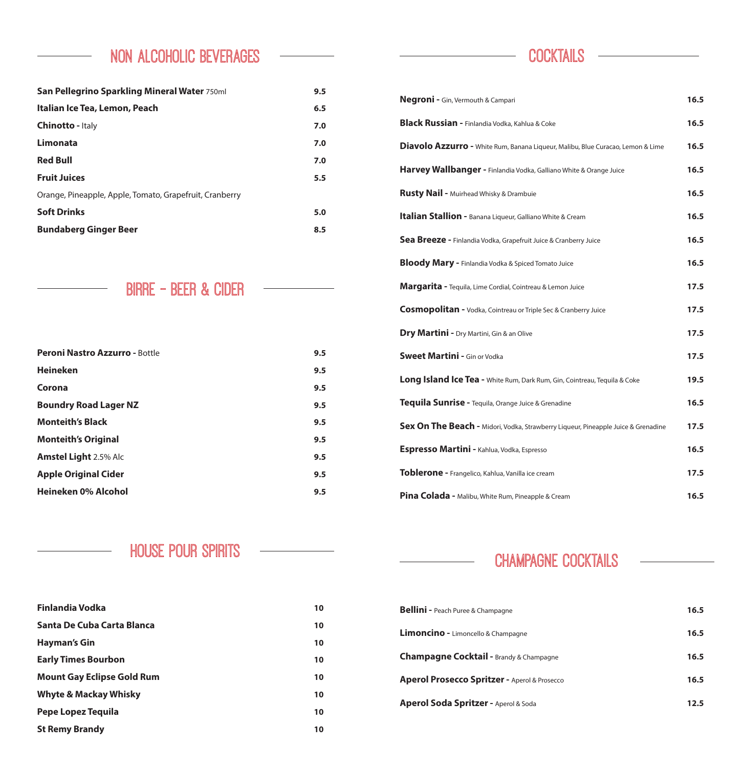## NON ALCOHOLIC BEVERAGES

| | |
|---|---|
| **San Pellegrino Sparkling Mineral Water** 750ml | **9.5** |
| **Italian Ice Tea, Lemon, Peach** | **6.5** |
| **Chinotto -** Italy | **7.0** |
| **Limonata** | **7.0** |
| **Red Bull** | **7.0** |
| **Fruit Juices** | **5.5** |
| Orange, Pineapple, Apple, Tomato, Grapefruit, Cranberry | |
| **Soft Drinks** | **5.0** |
| **Bundaberg Ginger Beer** | **8.5** |

## BIRRE - BEER & CIDER

| | |
|---|---|
| **Peroni Nastro Azzurro -** Bottle | **9.5** |
| **Heineken** | **9.5** |
| **Corona** | **9.5** |
| **Boundry Road Lager NZ** | **9.5** |
| **Monteith's Black** | **9.5** |
| **Monteith's Original** | **9.5** |
| **Amstel Light** 2.5% Alc | **9.5** |
| **Apple Original Cider** | **9.5** |
| **Heineken 0% Alcohol** | **9.5** |

## HOUSE POUR SPIRITS

| | |
|---|---|
| **Finlandia Vodka** | **10** |
| **Santa De Cuba Carta Blanca** | **10** |
| **Hayman's Gin** | **10** |
| **Early Times Bourbon** | **10** |
| **Mount Gay Eclipse Gold Rum** | **10** |
| **Whyte & Mackay Whisky** | **10** |
| **Pepe Lopez Tequila** | **10** |
| **St Remy Brandy** | **10** |

## COCKTAILS

| | |
|---|---|
| **Negroni -** Gin, Vermouth & Campari | **16.5** |
| **Black Russian -** Finlandia Vodka, Kahlua & Coke | **16.5** |
| **Diavolo Azzurro -** White Rum, Banana Liqueur, Malibu, Blue Curacao, Lemon & Lime | **16.5** |
| **Harvey Wallbanger -** Finlandia Vodka, Galliano White & Orange Juice | **16.5** |
| **Rusty Nail -** Muirhead Whisky & Drambuie | **16.5** |
| **Italian Stallion -** Banana Liqueur, Galliano White & Cream | **16.5** |
| **Sea Breeze -** Finlandia Vodka, Grapefruit Juice & Cranberry Juice | **16.5** |
| **Bloody Mary -** Finlandia Vodka & Spiced Tomato Juice | **16.5** |
| **Margarita -** Tequila, Lime Cordial, Cointreau & Lemon Juice | **17.5** |
| **Cosmopolitan -** Vodka, Cointreau or Triple Sec & Cranberry Juice | **17.5** |
| **Dry Martini -** Dry Martini, Gin & an Olive | **17.5** |
| **Sweet Martini -** Gin or Vodka | **17.5** |
| **Long Island Ice Tea -** White Rum, Dark Rum, Gin, Cointreau, Tequila & Coke | **19.5** |
| **Tequila Sunrise -** Tequila, Orange Juice & Grenadine | **16.5** |
| **Sex On The Beach -** Midori, Vodka, Strawberry Liqueur, Pineapple Juice & Grenadine | **17.5** |
| **Espresso Martini -** Kahlua, Vodka, Espresso | **16.5** |
| **Toblerone -** Frangelico, Kahlua, Vanilla ice cream | **17.5** |
| **Pina Colada -** Malibu, White Rum, Pineapple & Cream | **16.5** |

## CHAMPAGNE COCKTAILS

| | |
|---|---|
| **Bellini -** Peach Puree & Champagne | **16.5** |
| **Limoncino -** Limoncello & Champagne | **16.5** |
| **Champagne Cocktail -** Brandy & Champagne | **16.5** |
| **Aperol Prosecco Spritzer -** Aperol & Prosecco | **16.5** |
| **Aperol Soda Spritzer -** Aperol & Soda | **12.5** |